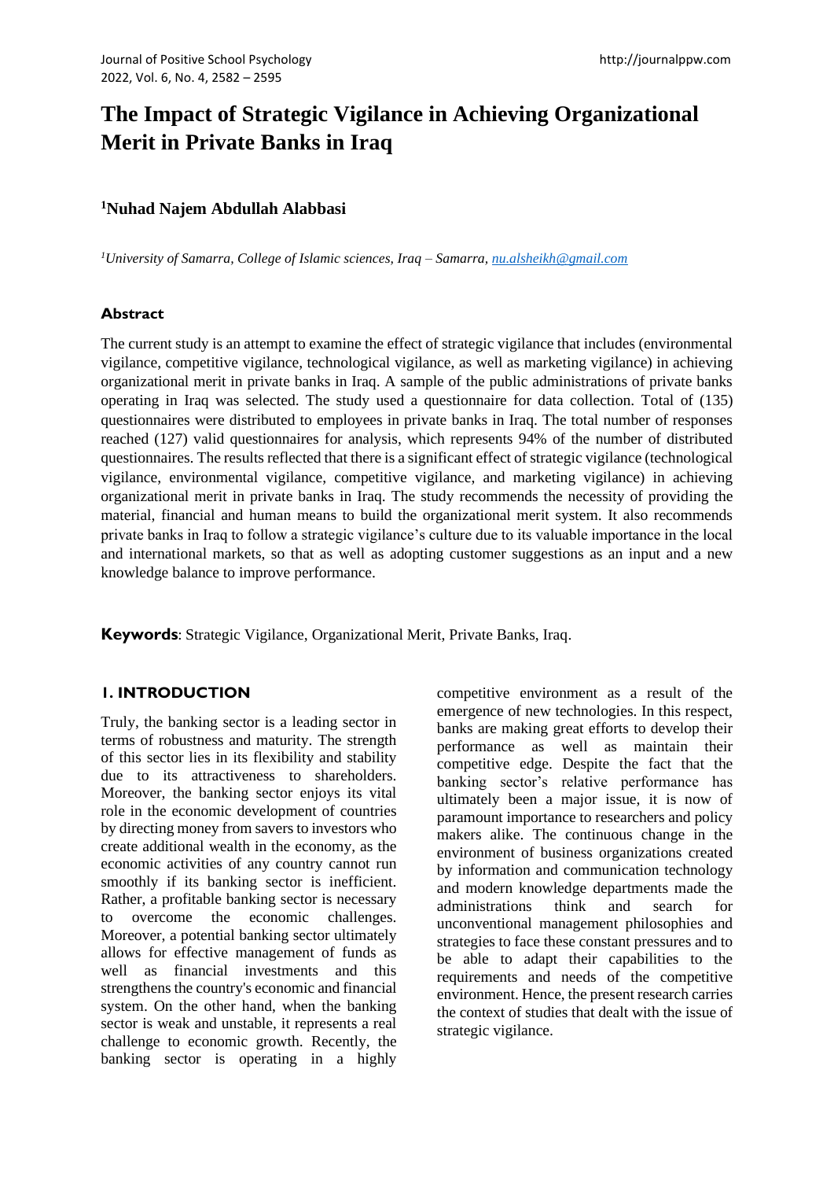# The Impact of Strategic Vigilance in Achieving Organizational Merit in Private Banks in Iraq

**[1]Nuhad Najem Abdullah Alabbasi**

*[1]University of Samarra, College of Islamic sciences, Iraq – Samarra, nu.alsheikh@gmail.com*

## Abstract

The current study is an attempt to examine the effect of strategic vigilance that includes (environmental vigilance, competitive vigilance, technological vigilance, as well as marketing vigilance) in achieving organizational merit in private banks in Iraq. A sample of the public administrations of private banks operating in Iraq was selected. The study used a questionnaire for data collection. Total of (135) questionnaires were distributed to employees in private banks in Iraq. The total number of responses reached (127) valid questionnaires for analysis, which represents 94% of the number of distributed questionnaires. The results reflected that there is a significant effect of strategic vigilance (technological vigilance, environmental vigilance, competitive vigilance, and marketing vigilance) in achieving organizational merit in private banks in Iraq. The study recommends the necessity of providing the material, financial and human means to build the organizational merit system. It also recommends private banks in Iraq to follow a strategic vigilance's culture due to its valuable importance in the local and international markets, so that as well as adopting customer suggestions as an input and a new knowledge balance to improve performance.

**Keywords**: Strategic Vigilance, Organizational Merit, Private Banks, Iraq.

## 1. INTRODUCTION

Truly, the banking sector is a leading sector in terms of robustness and maturity. The strength of this sector lies in its flexibility and stability due to its attractiveness to shareholders. Moreover, the banking sector enjoys its vital role in the economic development of countries by directing money from savers to investors who create additional wealth in the economy, as the economic activities of any country cannot run smoothly if its banking sector is inefficient. Rather, a profitable banking sector is necessary to overcome the economic challenges. Moreover, a potential banking sector ultimately allows for effective management of funds as well as financial investments and this strengthens the country's economic and financial system. On the other hand, when the banking sector is weak and unstable, it represents a real challenge to economic growth. Recently, the banking sector is operating in a highly competitive environment as a result of the emergence of new technologies. In this respect, banks are making great efforts to develop their performance as well as maintain their competitive edge. Despite the fact that the banking sector's relative performance has ultimately been a major issue, it is now of paramount importance to researchers and policy makers alike. The continuous change in the environment of business organizations created by information and communication technology and modern knowledge departments made the administrations think and search for unconventional management philosophies and strategies to face these constant pressures and to be able to adapt their capabilities to the requirements and needs of the competitive environment. Hence, the present research carries the context of studies that dealt with the issue of strategic vigilance.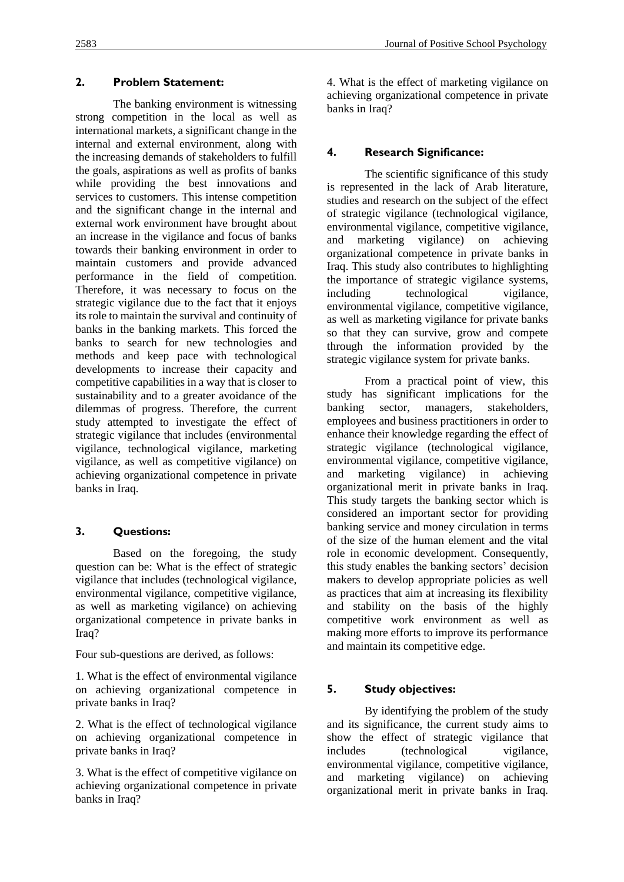## 2. Problem Statement:

The banking environment is witnessing strong competition in the local as well as international markets, a significant change in the internal and external environment, along with the increasing demands of stakeholders to fulfill the goals, aspirations as well as profits of banks while providing the best innovations and services to customers. This intense competition and the significant change in the internal and external work environment have brought about an increase in the vigilance and focus of banks towards their banking environment in order to maintain customers and provide advanced performance in the field of competition. Therefore, it was necessary to focus on the strategic vigilance due to the fact that it enjoys its role to maintain the survival and continuity of banks in the banking markets. This forced the banks to search for new technologies and methods and keep pace with technological developments to increase their capacity and competitive capabilities in a way that is closer to sustainability and to a greater avoidance of the dilemmas of progress. Therefore, the current study attempted to investigate the effect of strategic vigilance that includes (environmental vigilance, technological vigilance, marketing vigilance, as well as competitive vigilance) on achieving organizational competence in private banks in Iraq.

## 3. Questions:

Based on the foregoing, the study question can be: What is the effect of strategic vigilance that includes (technological vigilance, environmental vigilance, competitive vigilance, as well as marketing vigilance) on achieving organizational competence in private banks in Iraq?

Four sub-questions are derived, as follows:

1. What is the effect of environmental vigilance on achieving organizational competence in private banks in Iraq?

2. What is the effect of technological vigilance on achieving organizational competence in private banks in Iraq?

3. What is the effect of competitive vigilance on achieving organizational competence in private banks in Iraq?

4. What is the effect of marketing vigilance on achieving organizational competence in private banks in Iraq?

## 4. Research Significance:

The scientific significance of this study is represented in the lack of Arab literature, studies and research on the subject of the effect of strategic vigilance (technological vigilance, environmental vigilance, competitive vigilance, and marketing vigilance) on achieving organizational competence in private banks in Iraq. This study also contributes to highlighting the importance of strategic vigilance systems, including technological vigilance, environmental vigilance, competitive vigilance, as well as marketing vigilance for private banks so that they can survive, grow and compete through the information provided by the strategic vigilance system for private banks.

From a practical point of view, this study has significant implications for the banking sector, managers, stakeholders, employees and business practitioners in order to enhance their knowledge regarding the effect of strategic vigilance (technological vigilance, environmental vigilance, competitive vigilance, and marketing vigilance) in achieving organizational merit in private banks in Iraq. This study targets the banking sector which is considered an important sector for providing banking service and money circulation in terms of the size of the human element and the vital role in economic development. Consequently, this study enables the banking sectors' decision makers to develop appropriate policies as well as practices that aim at increasing its flexibility and stability on the basis of the highly competitive work environment as well as making more efforts to improve its performance and maintain its competitive edge.

## 5. Study objectives:

By identifying the problem of the study and its significance, the current study aims to show the effect of strategic vigilance that includes (technological vigilance, environmental vigilance, competitive vigilance, and marketing vigilance) on achieving organizational merit in private banks in Iraq.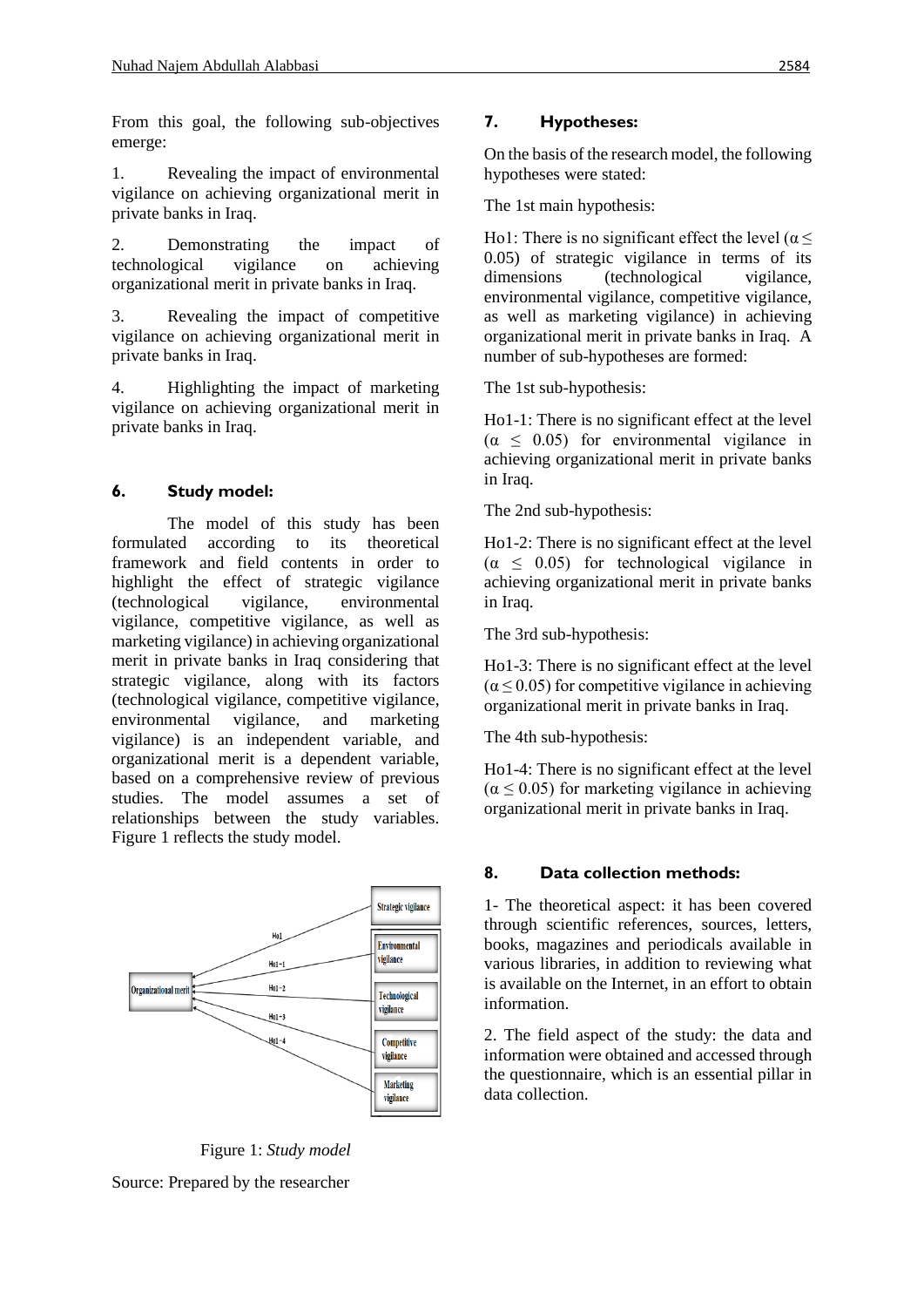From this goal, the following sub-objectives emerge:

1. Revealing the impact of environmental vigilance on achieving organizational merit in private banks in Iraq.
2. Demonstrating the impact of technological vigilance on achieving organizational merit in private banks in Iraq.
3. Revealing the impact of competitive vigilance on achieving organizational merit in private banks in Iraq.
4. Highlighting the impact of marketing vigilance on achieving organizational merit in private banks in Iraq.

## 6. Study model:

The model of this study has been formulated according to its theoretical framework and field contents in order to highlight the effect of strategic vigilance (technological vigilance, environmental vigilance, competitive vigilance, as well as marketing vigilance) in achieving organizational merit in private banks in Iraq considering that strategic vigilance, along with its factors (technological vigilance, competitive vigilance, environmental vigilance, and marketing vigilance) is an independent variable, and organizational merit is a dependent variable, based on a comprehensive review of previous studies. The model assumes a set of relationships between the study variables. Figure 1 reflects the study model.

Figure 1: *Study model*

Source: Prepared by the researcher

## 7. Hypotheses:

On the basis of the research model, the following hypotheses were stated:

The 1st main hypothesis:

Ho1: There is no significant effect the level ($\alpha \leq 0.05$) of strategic vigilance in terms of its dimensions (technological vigilance, environmental vigilance, competitive vigilance, as well as marketing vigilance) in achieving organizational merit in private banks in Iraq. A number of sub-hypotheses are formed:

The 1st sub-hypothesis:

Ho1-1: There is no significant effect at the level ($\alpha \leq 0.05$) for environmental vigilance in achieving organizational merit in private banks in Iraq.

The 2nd sub-hypothesis:

Ho1-2: There is no significant effect at the level ($\alpha \leq 0.05$) for technological vigilance in achieving organizational merit in private banks in Iraq.

The 3rd sub-hypothesis:

Ho1-3: There is no significant effect at the level ($\alpha \leq 0.05$) for competitive vigilance in achieving organizational merit in private banks in Iraq.

The 4th sub-hypothesis:

Ho1-4: There is no significant effect at the level ($\alpha \leq 0.05$) for marketing vigilance in achieving organizational merit in private banks in Iraq.

## 8. Data collection methods:

1- The theoretical aspect: it has been covered through scientific references, sources, letters, books, magazines and periodicals available in various libraries, in addition to reviewing what is available on the Internet, in an effort to obtain information.

2. The field aspect of the study: the data and information were obtained and accessed through the questionnaire, which is an essential pillar in data collection.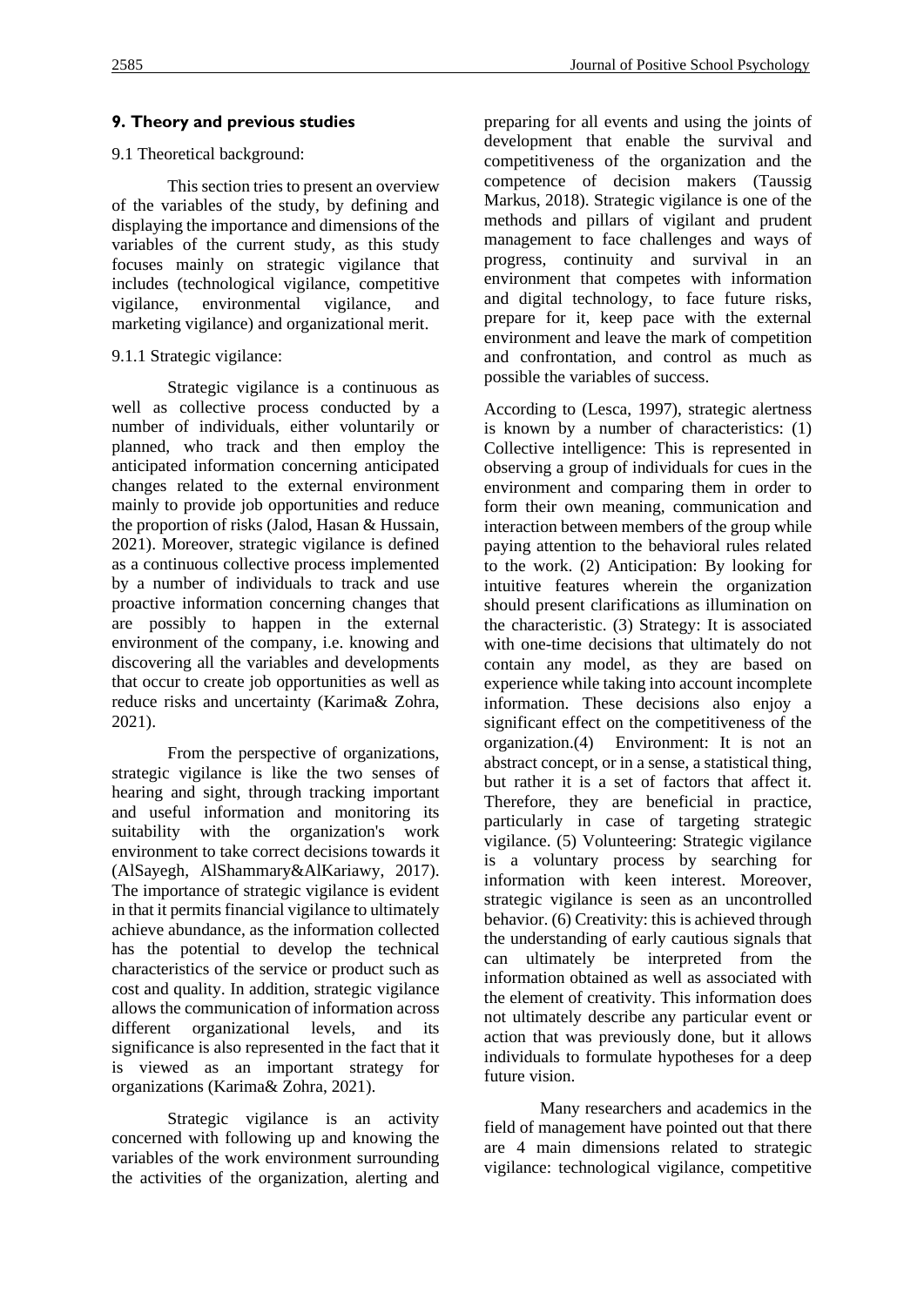## 9. Theory and previous studies

### 9.1 Theoretical background:

This section tries to present an overview of the variables of the study, by defining and displaying the importance and dimensions of the variables of the current study, as this study focuses mainly on strategic vigilance that includes (technological vigilance, competitive vigilance, environmental vigilance, and marketing vigilance) and organizational merit.

#### 9.1.1 Strategic vigilance:

Strategic vigilance is a continuous as well as collective process conducted by a number of individuals, either voluntarily or planned, who track and then employ the anticipated information concerning anticipated changes related to the external environment mainly to provide job opportunities and reduce the proportion of risks (Jalod, Hasan & Hussain, 2021). Moreover, strategic vigilance is defined as a continuous collective process implemented by a number of individuals to track and use proactive information concerning changes that are possibly to happen in the external environment of the company, i.e. knowing and discovering all the variables and developments that occur to create job opportunities as well as reduce risks and uncertainty (Karima& Zohra, 2021).

From the perspective of organizations, strategic vigilance is like the two senses of hearing and sight, through tracking important and useful information and monitoring its suitability with the organization's work environment to take correct decisions towards it (AlSayegh, AlShammary&AlKariawy, 2017). The importance of strategic vigilance is evident in that it permits financial vigilance to ultimately achieve abundance, as the information collected has the potential to develop the technical characteristics of the service or product such as cost and quality. In addition, strategic vigilance allows the communication of information across different organizational levels, and its significance is also represented in the fact that it is viewed as an important strategy for organizations (Karima& Zohra, 2021).

Strategic vigilance is an activity concerned with following up and knowing the variables of the work environment surrounding the activities of the organization, alerting and preparing for all events and using the joints of development that enable the survival and competitiveness of the organization and the competence of decision makers (Taussig Markus, 2018). Strategic vigilance is one of the methods and pillars of vigilant and prudent management to face challenges and ways of progress, continuity and survival in an environment that competes with information and digital technology, to face future risks, prepare for it, keep pace with the external environment and leave the mark of competition and confrontation, and control as much as possible the variables of success.

According to (Lesca, 1997), strategic alertness is known by a number of characteristics: (1) Collective intelligence: This is represented in observing a group of individuals for cues in the environment and comparing them in order to form their own meaning, communication and interaction between members of the group while paying attention to the behavioral rules related to the work. (2) Anticipation: By looking for intuitive features wherein the organization should present clarifications as illumination on the characteristic. (3) Strategy: It is associated with one-time decisions that ultimately do not contain any model, as they are based on experience while taking into account incomplete information. These decisions also enjoy a significant effect on the competitiveness of the organization.(4) Environment: It is not an abstract concept, or in a sense, a statistical thing, but rather it is a set of factors that affect it. Therefore, they are beneficial in practice, particularly in case of targeting strategic vigilance. (5) Volunteering: Strategic vigilance is a voluntary process by searching for information with keen interest. Moreover, strategic vigilance is seen as an uncontrolled behavior. (6) Creativity: this is achieved through the understanding of early cautious signals that can ultimately be interpreted from the information obtained as well as associated with the element of creativity. This information does not ultimately describe any particular event or action that was previously done, but it allows individuals to formulate hypotheses for a deep future vision.

Many researchers and academics in the field of management have pointed out that there are 4 main dimensions related to strategic vigilance: technological vigilance, competitive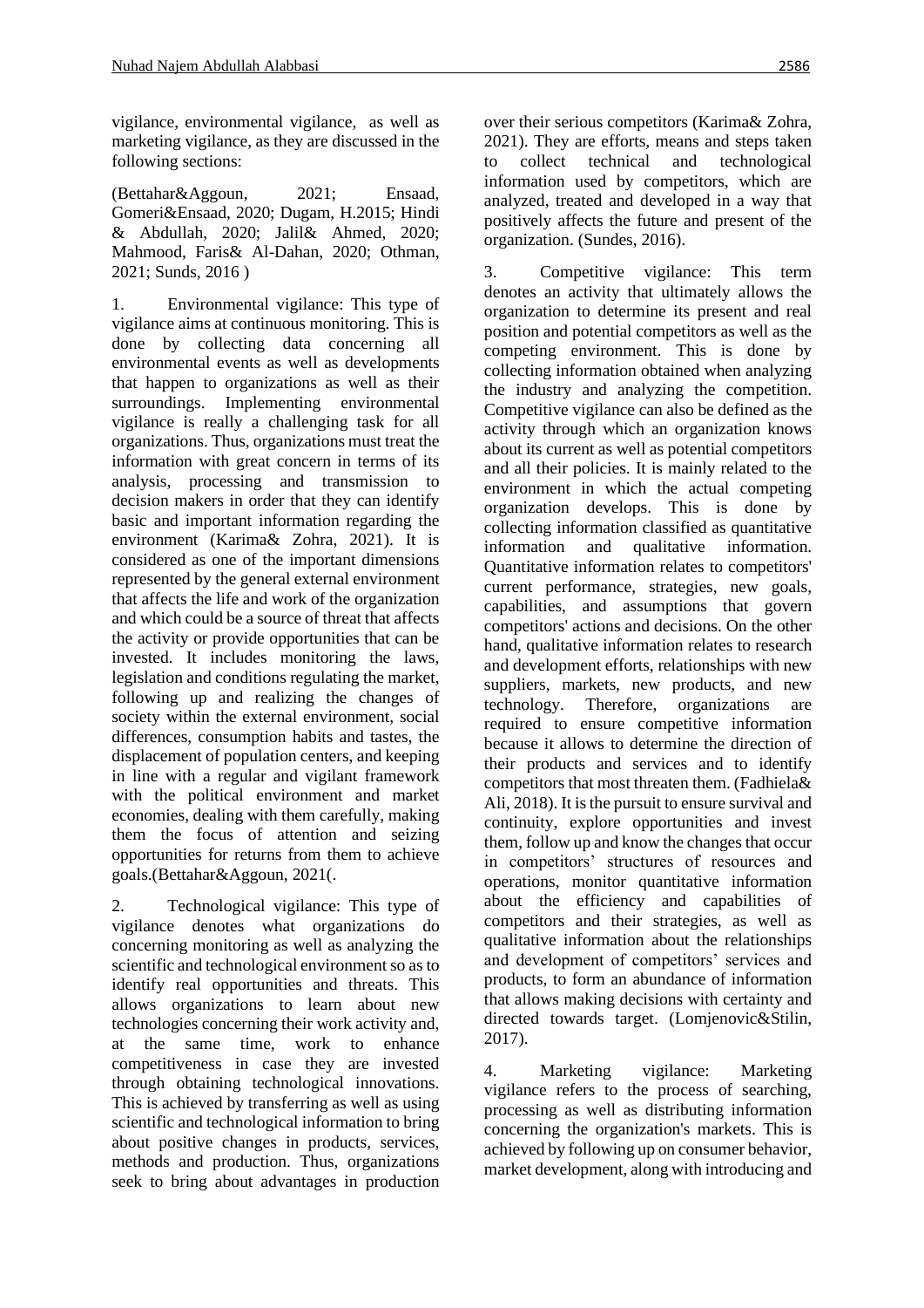vigilance, environmental vigilance, as well as marketing vigilance, as they are discussed in the following sections:

(Bettahar&Aggoun, 2021; Ensaad, Gomeri&Ensaad, 2020; Dugam, H.2015; Hindi & Abdullah, 2020; Jalil& Ahmed, 2020; Mahmood, Faris& Al-Dahan, 2020; Othman, 2021; Sunds, 2016 )

1. Environmental vigilance: This type of vigilance aims at continuous monitoring. This is done by collecting data concerning all environmental events as well as developments that happen to organizations as well as their surroundings. Implementing environmental vigilance is really a challenging task for all organizations. Thus, organizations must treat the information with great concern in terms of its analysis, processing and transmission to decision makers in order that they can identify basic and important information regarding the environment (Karima& Zohra, 2021). It is considered as one of the important dimensions represented by the general external environment that affects the life and work of the organization and which could be a source of threat that affects the activity or provide opportunities that can be invested. It includes monitoring the laws, legislation and conditions regulating the market, following up and realizing the changes of society within the external environment, social differences, consumption habits and tastes, the displacement of population centers, and keeping in line with a regular and vigilant framework with the political environment and market economies, dealing with them carefully, making them the focus of attention and seizing opportunities for returns from them to achieve goals.(Bettahar&Aggoun, 2021(.

2. Technological vigilance: This type of vigilance denotes what organizations do concerning monitoring as well as analyzing the scientific and technological environment so as to identify real opportunities and threats. This allows organizations to learn about new technologies concerning their work activity and, at the same time, work to enhance competitiveness in case they are invested through obtaining technological innovations. This is achieved by transferring as well as using scientific and technological information to bring about positive changes in products, services, methods and production. Thus, organizations seek to bring about advantages in production over their serious competitors (Karima& Zohra, 2021). They are efforts, means and steps taken to collect technical and technological information used by competitors, which are analyzed, treated and developed in a way that positively affects the future and present of the organization. (Sundes, 2016).

3. Competitive vigilance: This term denotes an activity that ultimately allows the organization to determine its present and real position and potential competitors as well as the competing environment. This is done by collecting information obtained when analyzing the industry and analyzing the competition. Competitive vigilance can also be defined as the activity through which an organization knows about its current as well as potential competitors and all their policies. It is mainly related to the environment in which the actual competing organization develops. This is done by collecting information classified as quantitative information and qualitative information. Quantitative information relates to competitors' current performance, strategies, new goals, capabilities, and assumptions that govern competitors' actions and decisions. On the other hand, qualitative information relates to research and development efforts, relationships with new suppliers, markets, new products, and new technology. Therefore, organizations are required to ensure competitive information because it allows to determine the direction of their products and services and to identify competitors that most threaten them. (Fadhiela& Ali, 2018). It is the pursuit to ensure survival and continuity, explore opportunities and invest them, follow up and know the changes that occur in competitors' structures of resources and operations, monitor quantitative information about the efficiency and capabilities of competitors and their strategies, as well as qualitative information about the relationships and development of competitors' services and products, to form an abundance of information that allows making decisions with certainty and directed towards target. (Lomjenovic&Stilin, 2017).

4. Marketing vigilance: Marketing vigilance refers to the process of searching, processing as well as distributing information concerning the organization's markets. This is achieved by following up on consumer behavior, market development, along with introducing and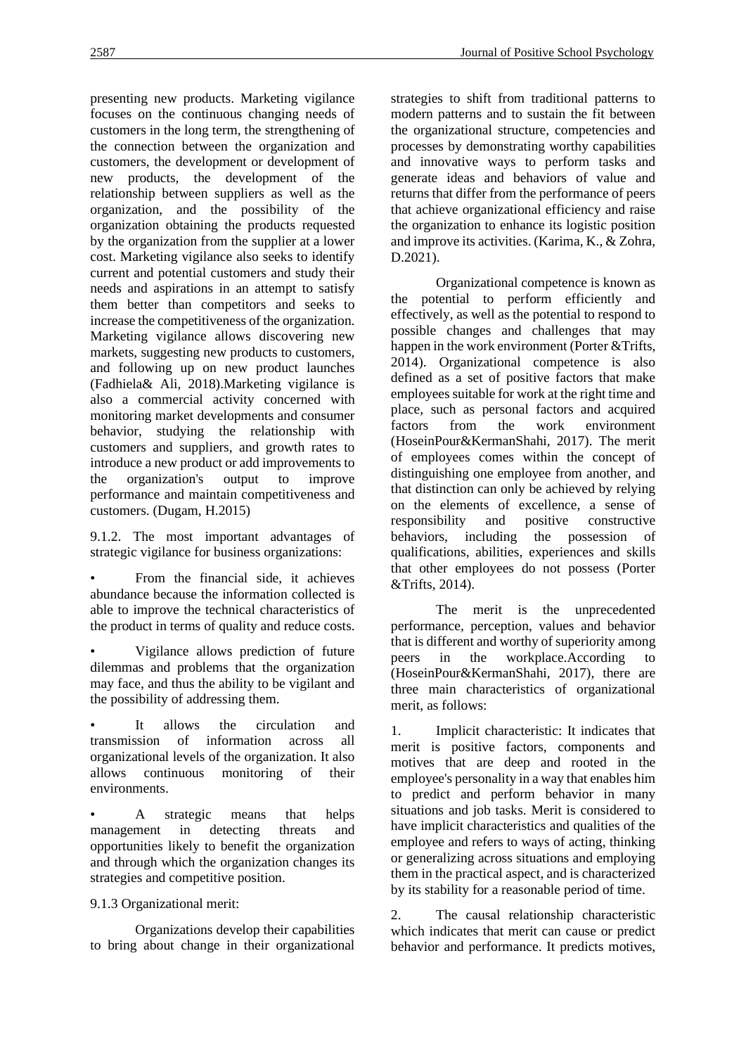presenting new products. Marketing vigilance focuses on the continuous changing needs of customers in the long term, the strengthening of the connection between the organization and customers, the development or development of new products, the development of the relationship between suppliers as well as the organization, and the possibility of the organization obtaining the products requested by the organization from the supplier at a lower cost. Marketing vigilance also seeks to identify current and potential customers and study their needs and aspirations in an attempt to satisfy them better than competitors and seeks to increase the competitiveness of the organization. Marketing vigilance allows discovering new markets, suggesting new products to customers, and following up on new product launches (Fadhiela& Ali, 2018).Marketing vigilance is also a commercial activity concerned with monitoring market developments and consumer behavior, studying the relationship with customers and suppliers, and growth rates to introduce a new product or add improvements to the organization's output to improve performance and maintain competitiveness and customers. (Dugam, H.2015)

9.1.2. The most important advantages of strategic vigilance for business organizations:

- From the financial side, it achieves abundance because the information collected is able to improve the technical characteristics of the product in terms of quality and reduce costs.
- Vigilance allows prediction of future dilemmas and problems that the organization may face, and thus the ability to be vigilant and the possibility of addressing them.
- It allows the circulation and transmission of information across all organizational levels of the organization. It also allows continuous monitoring of their environments.
- A strategic means that helps management in detecting threats and opportunities likely to benefit the organization and through which the organization changes its strategies and competitive position.

9.1.3 Organizational merit:

Organizations develop their capabilities to bring about change in their organizational strategies to shift from traditional patterns to modern patterns and to sustain the fit between the organizational structure, competencies and processes by demonstrating worthy capabilities and innovative ways to perform tasks and generate ideas and behaviors of value and returns that differ from the performance of peers that achieve organizational efficiency and raise the organization to enhance its logistic position and improve its activities. (Karima, K., & Zohra, D.2021).

Organizational competence is known as the potential to perform efficiently and effectively, as well as the potential to respond to possible changes and challenges that may happen in the work environment (Porter &Trifts, 2014). Organizational competence is also defined as a set of positive factors that make employees suitable for work at the right time and place, such as personal factors and acquired factors from the work environment (HoseinPour&KermanShahi, 2017). The merit of employees comes within the concept of distinguishing one employee from another, and that distinction can only be achieved by relying on the elements of excellence, a sense of responsibility and positive constructive behaviors, including the possession of qualifications, abilities, experiences and skills that other employees do not possess (Porter &Trifts, 2014).

The merit is the unprecedented performance, perception, values and behavior that is different and worthy of superiority among peers in the workplace.According to (HoseinPour&KermanShahi, 2017), there are three main characteristics of organizational merit, as follows:

1. Implicit characteristic: It indicates that merit is positive factors, components and motives that are deep and rooted in the employee's personality in a way that enables him to predict and perform behavior in many situations and job tasks. Merit is considered to have implicit characteristics and qualities of the employee and refers to ways of acting, thinking or generalizing across situations and employing them in the practical aspect, and is characterized by its stability for a reasonable period of time.

2. The causal relationship characteristic which indicates that merit can cause or predict behavior and performance. It predicts motives,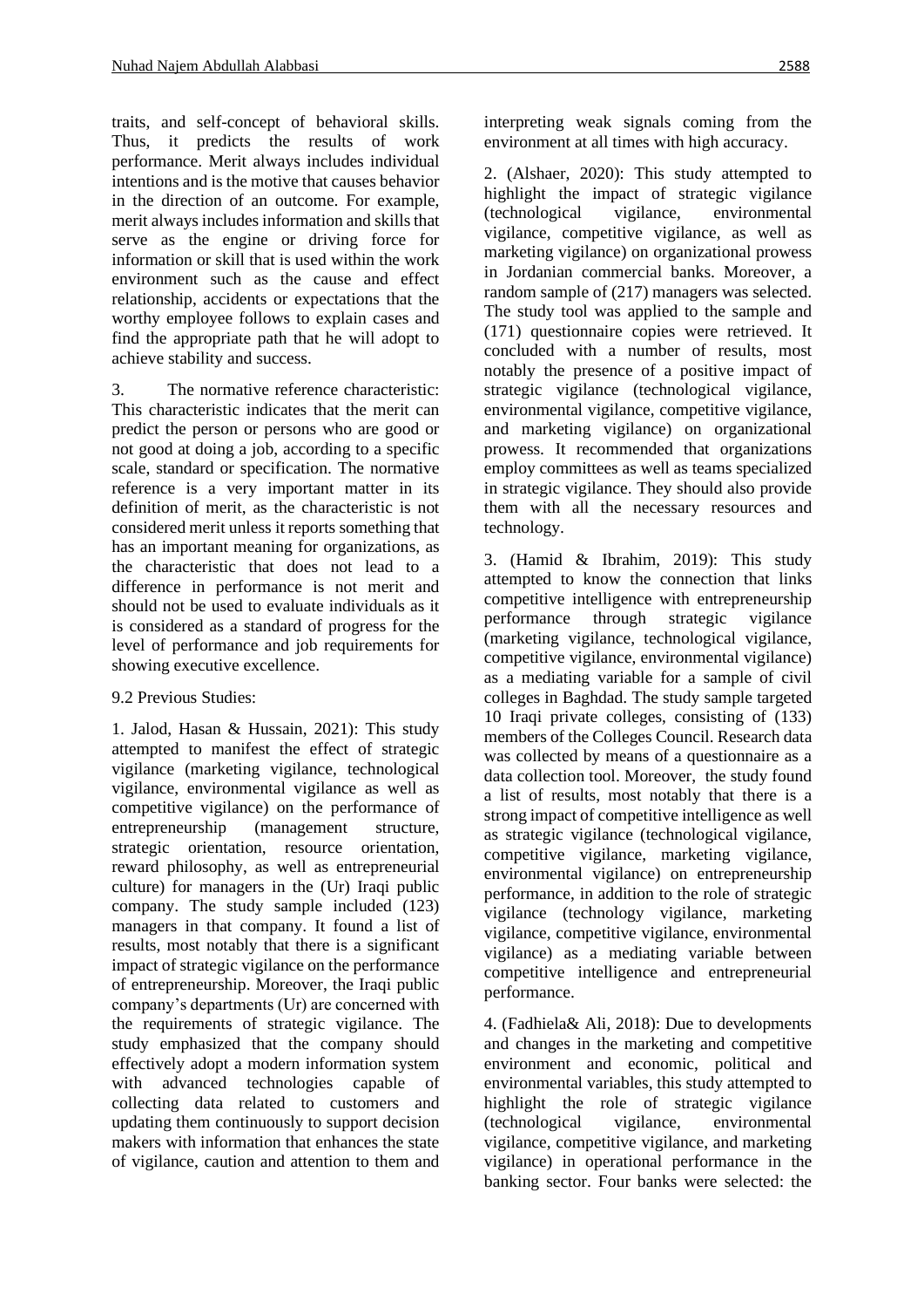traits, and self-concept of behavioral skills. Thus, it predicts the results of work performance. Merit always includes individual intentions and is the motive that causes behavior in the direction of an outcome. For example, merit always includes information and skills that serve as the engine or driving force for information or skill that is used within the work environment such as the cause and effect relationship, accidents or expectations that the worthy employee follows to explain cases and find the appropriate path that he will adopt to achieve stability and success.

3. The normative reference characteristic: This characteristic indicates that the merit can predict the person or persons who are good or not good at doing a job, according to a specific scale, standard or specification. The normative reference is a very important matter in its definition of merit, as the characteristic is not considered merit unless it reports something that has an important meaning for organizations, as the characteristic that does not lead to a difference in performance is not merit and should not be used to evaluate individuals as it is considered as a standard of progress for the level of performance and job requirements for showing executive excellence.

9.2 Previous Studies:

1. Jalod, Hasan & Hussain, 2021): This study attempted to manifest the effect of strategic vigilance (marketing vigilance, technological vigilance, environmental vigilance as well as competitive vigilance) on the performance of entrepreneurship (management structure, strategic orientation, resource orientation, reward philosophy, as well as entrepreneurial culture) for managers in the (Ur) Iraqi public company. The study sample included (123) managers in that company. It found a list of results, most notably that there is a significant impact of strategic vigilance on the performance of entrepreneurship. Moreover, the Iraqi public company's departments (Ur) are concerned with the requirements of strategic vigilance. The study emphasized that the company should effectively adopt a modern information system with advanced technologies capable of collecting data related to customers and updating them continuously to support decision makers with information that enhances the state of vigilance, caution and attention to them and interpreting weak signals coming from the environment at all times with high accuracy.

2. (Alshaer, 2020): This study attempted to highlight the impact of strategic vigilance (technological vigilance, environmental vigilance, competitive vigilance, as well as marketing vigilance) on organizational prowess in Jordanian commercial banks. Moreover, a random sample of (217) managers was selected. The study tool was applied to the sample and (171) questionnaire copies were retrieved. It concluded with a number of results, most notably the presence of a positive impact of strategic vigilance (technological vigilance, environmental vigilance, competitive vigilance, and marketing vigilance) on organizational prowess. It recommended that organizations employ committees as well as teams specialized in strategic vigilance. They should also provide them with all the necessary resources and technology.

3. (Hamid & Ibrahim, 2019): This study attempted to know the connection that links competitive intelligence with entrepreneurship performance through strategic vigilance (marketing vigilance, technological vigilance, competitive vigilance, environmental vigilance) as a mediating variable for a sample of civil colleges in Baghdad. The study sample targeted 10 Iraqi private colleges, consisting of (133) members of the Colleges Council. Research data was collected by means of a questionnaire as a data collection tool. Moreover, the study found a list of results, most notably that there is a strong impact of competitive intelligence as well as strategic vigilance (technological vigilance, competitive vigilance, marketing vigilance, environmental vigilance) on entrepreneurship performance, in addition to the role of strategic vigilance (technology vigilance, marketing vigilance, competitive vigilance, environmental vigilance) as a mediating variable between competitive intelligence and entrepreneurial performance.

4. (Fadhiela& Ali, 2018): Due to developments and changes in the marketing and competitive environment and economic, political and environmental variables, this study attempted to highlight the role of strategic vigilance (technological vigilance, environmental vigilance, competitive vigilance, and marketing vigilance) in operational performance in the banking sector. Four banks were selected: the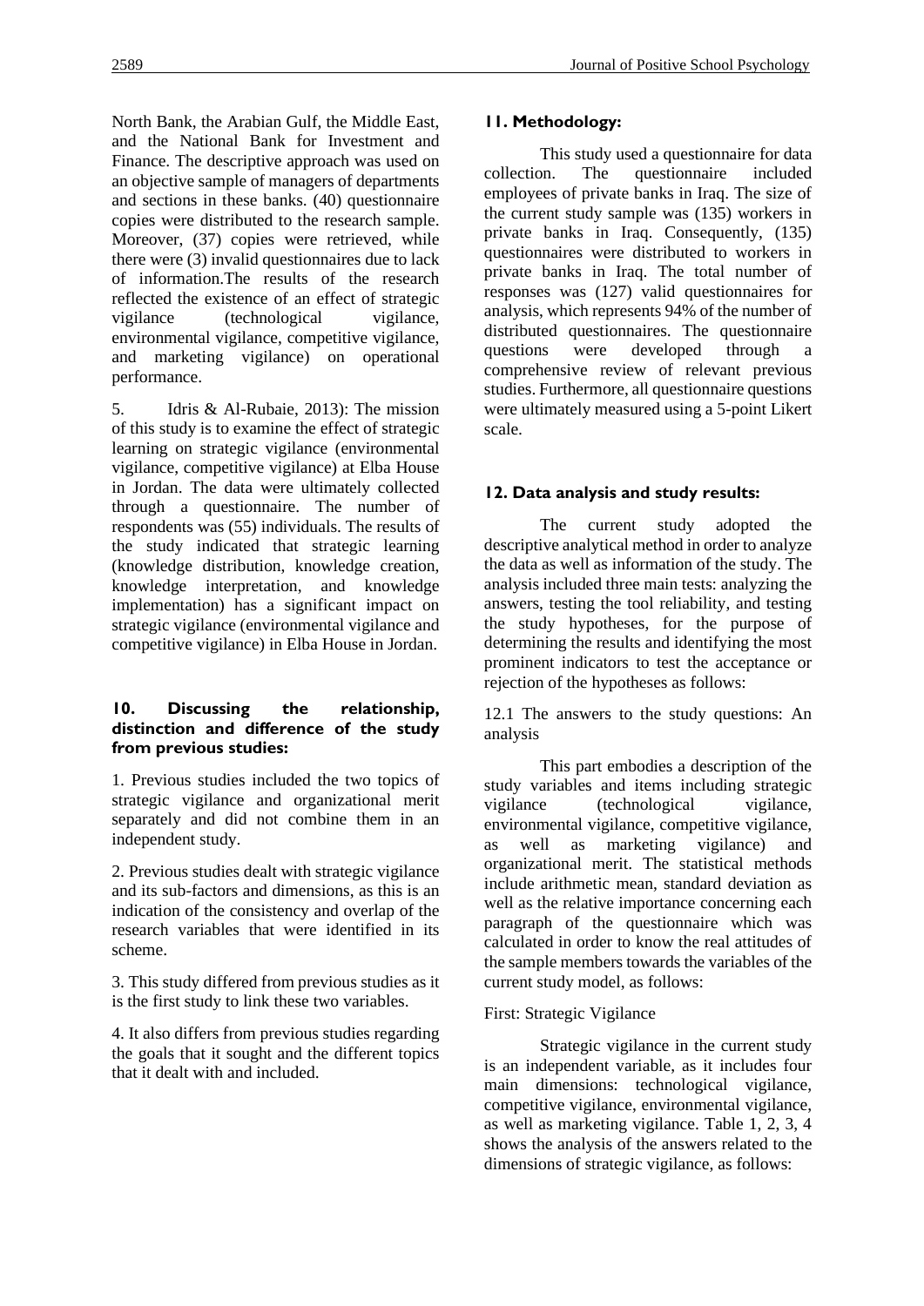North Bank, the Arabian Gulf, the Middle East, and the National Bank for Investment and Finance. The descriptive approach was used on an objective sample of managers of departments and sections in these banks. (40) questionnaire copies were distributed to the research sample. Moreover, (37) copies were retrieved, while there were (3) invalid questionnaires due to lack of information.The results of the research reflected the existence of an effect of strategic vigilance (technological vigilance, environmental vigilance, competitive vigilance, and marketing vigilance) on operational performance.

5. Idris & Al-Rubaie, 2013): The mission of this study is to examine the effect of strategic learning on strategic vigilance (environmental vigilance, competitive vigilance) at Elba House in Jordan. The data were ultimately collected through a questionnaire. The number of respondents was (55) individuals. The results of the study indicated that strategic learning (knowledge distribution, knowledge creation, knowledge interpretation, and knowledge implementation) has a significant impact on strategic vigilance (environmental vigilance and competitive vigilance) in Elba House in Jordan.

## 10. Discussing the relationship, distinction and difference of the study from previous studies:

1. Previous studies included the two topics of strategic vigilance and organizational merit separately and did not combine them in an independent study.

2. Previous studies dealt with strategic vigilance and its sub-factors and dimensions, as this is an indication of the consistency and overlap of the research variables that were identified in its scheme.

3. This study differed from previous studies as it is the first study to link these two variables.

4. It also differs from previous studies regarding the goals that it sought and the different topics that it dealt with and included.

## 11. Methodology:

This study used a questionnaire for data collection. The questionnaire included employees of private banks in Iraq. The size of the current study sample was (135) workers in private banks in Iraq. Consequently, (135) questionnaires were distributed to workers in private banks in Iraq. The total number of responses was (127) valid questionnaires for analysis, which represents 94% of the number of distributed questionnaires. The questionnaire questions were developed through a comprehensive review of relevant previous studies. Furthermore, all questionnaire questions were ultimately measured using a 5-point Likert scale.

## 12. Data analysis and study results:

The current study adopted the descriptive analytical method in order to analyze the data as well as information of the study. The analysis included three main tests: analyzing the answers, testing the tool reliability, and testing the study hypotheses, for the purpose of determining the results and identifying the most prominent indicators to test the acceptance or rejection of the hypotheses as follows:

12.1 The answers to the study questions: An analysis

This part embodies a description of the study variables and items including strategic vigilance (technological vigilance, environmental vigilance, competitive vigilance, as well as marketing vigilance) and organizational merit. The statistical methods include arithmetic mean, standard deviation as well as the relative importance concerning each paragraph of the questionnaire which was calculated in order to know the real attitudes of the sample members towards the variables of the current study model, as follows:

First: Strategic Vigilance

Strategic vigilance in the current study is an independent variable, as it includes four main dimensions: technological vigilance, competitive vigilance, environmental vigilance, as well as marketing vigilance. Table 1, 2, 3, 4 shows the analysis of the answers related to the dimensions of strategic vigilance, as follows: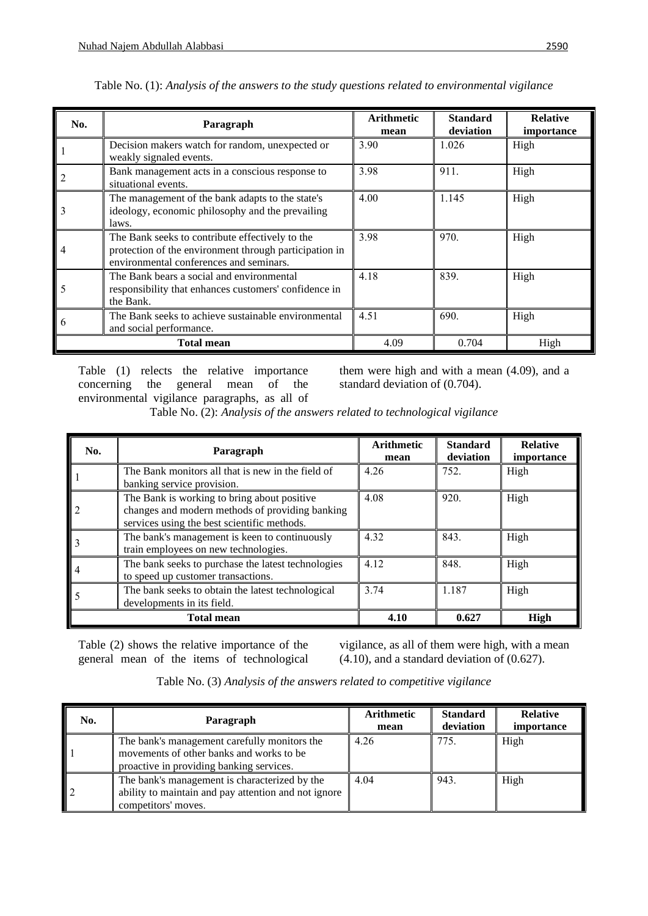Table No. (1): *Analysis of the answers to the study questions related to environmental vigilance*

| No. | Paragraph | Arithmetic mean | Standard deviation | Relative importance |
|---|---|---|---|---|
| 1 | Decision makers watch for random, unexpected or weakly signaled events. | 3.90 | 1.026 | High |
| 2 | Bank management acts in a conscious response to situational events. | 3.98 | 911. | High |
| 3 | The management of the bank adapts to the state's ideology, economic philosophy and the prevailing laws. | 4.00 | 1.145 | High |
| 4 | The Bank seeks to contribute effectively to the protection of the environment through participation in environmental conferences and seminars. | 3.98 | 970. | High |
| 5 | The Bank bears a social and environmental responsibility that enhances customers' confidence in the Bank. | 4.18 | 839. | High |
| 6 | The Bank seeks to achieve sustainable environmental and social performance. | 4.51 | 690. | High |
| **Total mean** | | 4.09 | 0.704 | High |

Table (1) relects the relative importance concerning the general mean of the environmental vigilance paragraphs, as all of them were high and with a mean (4.09), and a standard deviation of (0.704).

Table No. (2): *Analysis of the answers related to technological vigilance*

| No. | Paragraph | Arithmetic mean | Standard deviation | Relative importance |
|---|---|---|---|---|
| 1 | The Bank monitors all that is new in the field of banking service provision. | 4.26 | 752. | High |
| 2 | The Bank is working to bring about positive changes and modern methods of providing banking services using the best scientific methods. | 4.08 | 920. | High |
| 3 | The bank's management is keen to continuously train employees on new technologies. | 4.32 | 843. | High |
| 4 | The bank seeks to purchase the latest technologies to speed up customer transactions. | 4.12 | 848. | High |
| 5 | The bank seeks to obtain the latest technological developments in its field. | 3.74 | 1.187 | High |
| **Total mean** | | **4.10** | **0.627** | **High** |

Table (2) shows the relative importance of the general mean of the items of technological vigilance, as all of them were high, with a mean (4.10), and a standard deviation of (0.627).

Table No. (3) *Analysis of the answers related to competitive vigilance*

| No. | Paragraph | Arithmetic mean | Standard deviation | Relative importance |
|---|---|---|---|---|
| 1 | The bank's management carefully monitors the movements of other banks and works to be proactive in providing banking services. | 4.26 | 775. | High |
| 2 | The bank's management is characterized by the ability to maintain and pay attention and not ignore competitors' moves. | 4.04 | 943. | High |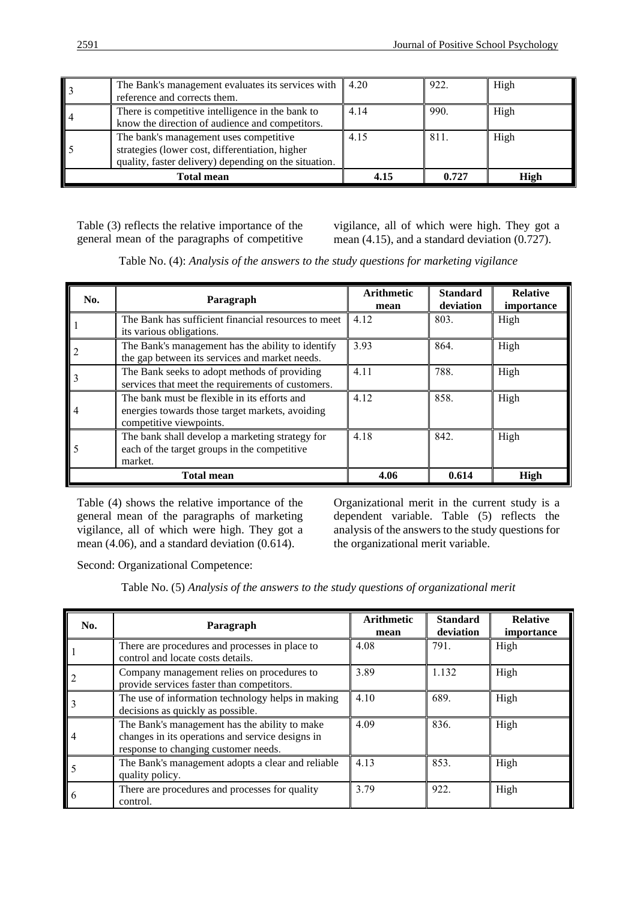| | | | | |
|---|---|---|---|---|
| 3 | The Bank's management evaluates its services with reference and corrects them. | 4.20 | 922. | High |
| 4 | There is competitive intelligence in the bank to know the direction of audience and competitors. | 4.14 | 990. | High |
| 5 | The bank's management uses competitive strategies (lower cost, differentiation, higher quality, faster delivery) depending on the situation. | 4.15 | 811. | High |
| **Total mean** | | **4.15** | **0.727** | **High** |

Table (3) reflects the relative importance of the general mean of the paragraphs of competitive vigilance, all of which were high. They got a mean (4.15), and a standard deviation (0.727).

Table No. (4): *Analysis of the answers to the study questions for marketing vigilance*

| No. | Paragraph | Arithmetic mean | Standard deviation | Relative importance |
|---|---|---|---|---|
| 1 | The Bank has sufficient financial resources to meet its various obligations. | 4.12 | 803. | High |
| 2 | The Bank's management has the ability to identify the gap between its services and market needs. | 3.93 | 864. | High |
| 3 | The Bank seeks to adopt methods of providing services that meet the requirements of customers. | 4.11 | 788. | High |
| 4 | The bank must be flexible in its efforts and energies towards those target markets, avoiding competitive viewpoints. | 4.12 | 858. | High |
| 5 | The bank shall develop a marketing strategy for each of the target groups in the competitive market. | 4.18 | 842. | High |
| **Total mean** | | **4.06** | **0.614** | **High** |

Table (4) shows the relative importance of the general mean of the paragraphs of marketing vigilance, all of which were high. They got a mean (4.06), and a standard deviation (0.614).

Second: Organizational Competence:

Organizational merit in the current study is a dependent variable. Table (5) reflects the analysis of the answers to the study questions for the organizational merit variable.

Table No. (5) *Analysis of the answers to the study questions of organizational merit*

| No. | Paragraph | Arithmetic mean | Standard deviation | Relative importance |
|---|---|---|---|---|
| 1 | There are procedures and processes in place to control and locate costs details. | 4.08 | 791. | High |
| 2 | Company management relies on procedures to provide services faster than competitors. | 3.89 | 1.132 | High |
| 3 | The use of information technology helps in making decisions as quickly as possible. | 4.10 | 689. | High |
| 4 | The Bank's management has the ability to make changes in its operations and service designs in response to changing customer needs. | 4.09 | 836. | High |
| 5 | The Bank's management adopts a clear and reliable quality policy. | 4.13 | 853. | High |
| 6 | There are procedures and processes for quality control. | 3.79 | 922. | High |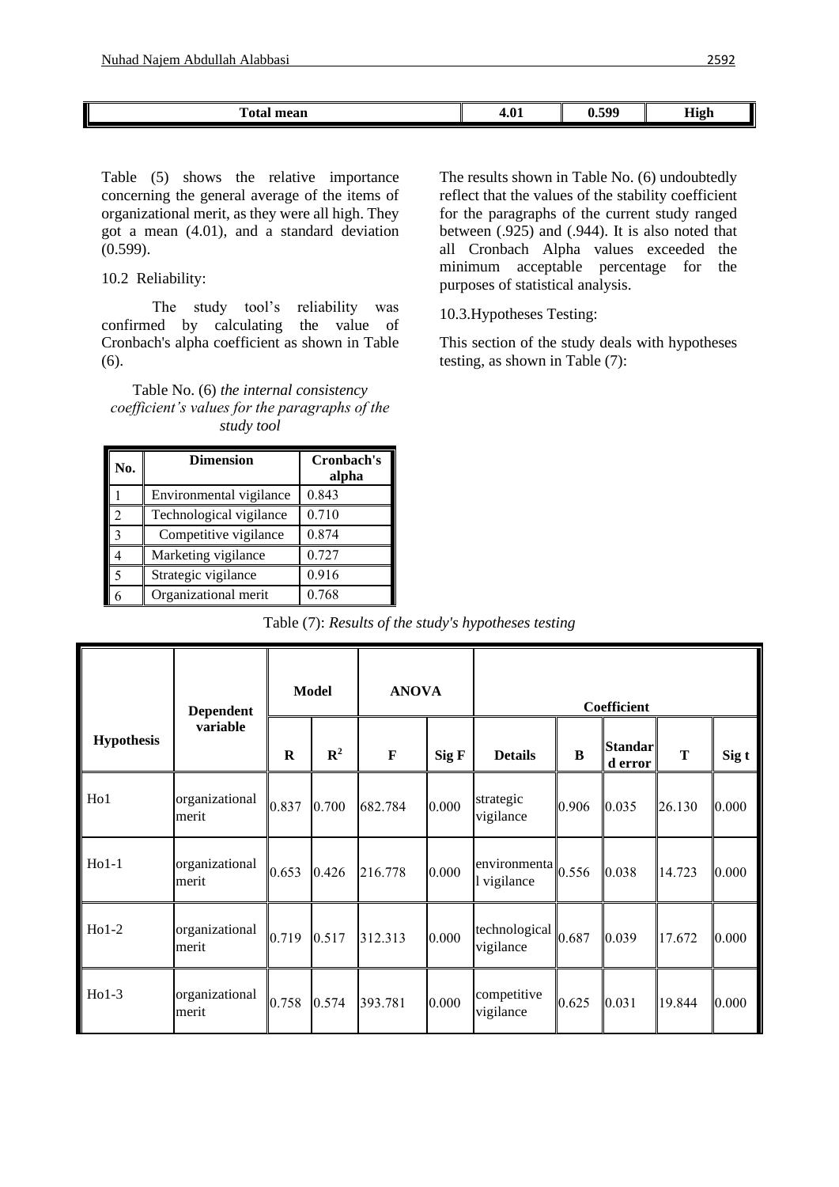| Total mean | 4.01 | 0.599 | High |
|---|---|---|---|

Table (5) shows the relative importance concerning the general average of the items of organizational merit, as they were all high. They got a mean (4.01), and a standard deviation (0.599).

10.2 Reliability:

The study tool's reliability was confirmed by calculating the value of Cronbach's alpha coefficient as shown in Table (6).

Table No. (6) *the internal consistency coefficient's values for the paragraphs of the study tool*

| No. | Dimension | Cronbach's alpha |
|---|---|---|
| 1 | Environmental vigilance | 0.843 |
| 2 | Technological vigilance | 0.710 |
| 3 | Competitive vigilance | 0.874 |
| 4 | Marketing vigilance | 0.727 |
| 5 | Strategic vigilance | 0.916 |
| 6 | Organizational merit | 0.768 |

The results shown in Table No. (6) undoubtedly reflect that the values of the stability coefficient for the paragraphs of the current study ranged between (.925) and (.944). It is also noted that all Cronbach Alpha values exceeded the minimum acceptable percentage for the purposes of statistical analysis.

10.3.Hypotheses Testing:

This section of the study deals with hypotheses testing, as shown in Table (7):

Table (7): *Results of the study's hypotheses testing*

| Hypothesis | Dependent variable | Model | | ANOVA | | Coefficient | | | | |
|---|---|---|---|---|---|---|---|---|---|---|
| | | R | $R^2$ | F | Sig F | Details | B | Standard error | T | Sig t |
| Ho1 | organizational merit | 0.837 | 0.700 | 682.784 | 0.000 | strategic vigilance | 0.906 | 0.035 | 26.130 | 0.000 |
| Ho1-1 | organizational merit | 0.653 | 0.426 | 216.778 | 0.000 | environmental vigilance | 0.556 | 0.038 | 14.723 | 0.000 |
| Ho1-2 | organizational merit | 0.719 | 0.517 | 312.313 | 0.000 | technological vigilance | 0.687 | 0.039 | 17.672 | 0.000 |
| Ho1-3 | organizational merit | 0.758 | 0.574 | 393.781 | 0.000 | competitive vigilance | 0.625 | 0.031 | 19.844 | 0.000 |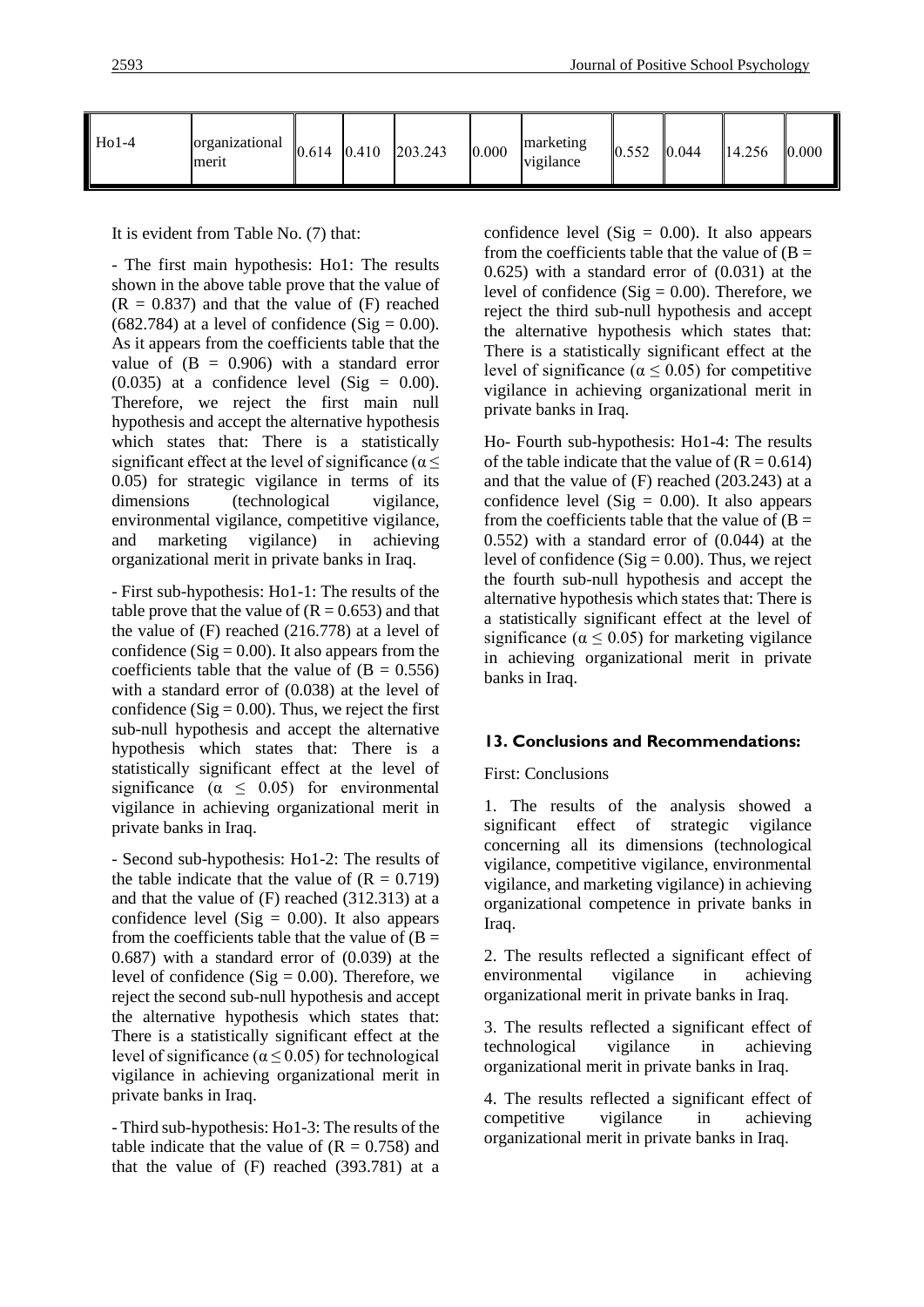| Ho1-4 | organizational merit | 0.614 | 0.410 | 203.243 | 0.000 | marketing vigilance | 0.552 | 0.044 | 14.256 | 0.000 |
|---|---|---|---|---|---|---|---|---|---|---|

It is evident from Table No. (7) that:

- The first main hypothesis: Ho1: The results shown in the above table prove that the value of (R = 0.837) and that the value of (F) reached (682.784) at a level of confidence (Sig = 0.00). As it appears from the coefficients table that the value of (B = 0.906) with a standard error (0.035) at a confidence level (Sig = 0.00). Therefore, we reject the first main null hypothesis and accept the alternative hypothesis which states that: There is a statistically significant effect at the level of significance ($\alpha \leq 0.05$) for strategic vigilance in terms of its dimensions (technological vigilance, environmental vigilance, competitive vigilance, and marketing vigilance) in achieving organizational merit in private banks in Iraq.

- First sub-hypothesis: Ho1-1: The results of the table prove that the value of (R = 0.653) and that the value of (F) reached (216.778) at a level of confidence (Sig = 0.00). It also appears from the coefficients table that the value of (B = 0.556) with a standard error of (0.038) at the level of confidence (Sig = 0.00). Thus, we reject the first sub-null hypothesis and accept the alternative hypothesis which states that: There is a statistically significant effect at the level of significance ($\alpha \leq 0.05$) for environmental vigilance in achieving organizational merit in private banks in Iraq.

- Second sub-hypothesis: Ho1-2: The results of the table indicate that the value of (R = 0.719) and that the value of (F) reached (312.313) at a confidence level (Sig = 0.00). It also appears from the coefficients table that the value of (B = 0.687) with a standard error of (0.039) at the level of confidence (Sig = 0.00). Therefore, we reject the second sub-null hypothesis and accept the alternative hypothesis which states that: There is a statistically significant effect at the level of significance ($\alpha \leq 0.05$) for technological vigilance in achieving organizational merit in private banks in Iraq.

- Third sub-hypothesis: Ho1-3: The results of the table indicate that the value of (R = 0.758) and that the value of (F) reached (393.781) at a confidence level (Sig = 0.00). It also appears from the coefficients table that the value of (B = 0.625) with a standard error of (0.031) at the level of confidence (Sig = 0.00). Therefore, we reject the third sub-null hypothesis and accept the alternative hypothesis which states that: There is a statistically significant effect at the level of significance ($\alpha \leq 0.05$) for competitive vigilance in achieving organizational merit in private banks in Iraq.

Ho- Fourth sub-hypothesis: Ho1-4: The results of the table indicate that the value of (R = 0.614) and that the value of (F) reached (203.243) at a confidence level (Sig = 0.00). It also appears from the coefficients table that the value of (B = 0.552) with a standard error of (0.044) at the level of confidence (Sig = 0.00). Thus, we reject the fourth sub-null hypothesis and accept the alternative hypothesis which states that: There is a statistically significant effect at the level of significance ($\alpha \leq 0.05$) for marketing vigilance in achieving organizational merit in private banks in Iraq.

## 13. Conclusions and Recommendations:

First: Conclusions

1. The results of the analysis showed a significant effect of strategic vigilance concerning all its dimensions (technological vigilance, competitive vigilance, environmental vigilance, and marketing vigilance) in achieving organizational competence in private banks in Iraq.

2. The results reflected a significant effect of environmental vigilance in achieving organizational merit in private banks in Iraq.

3. The results reflected a significant effect of technological vigilance in achieving organizational merit in private banks in Iraq.

4. The results reflected a significant effect of competitive vigilance in achieving organizational merit in private banks in Iraq.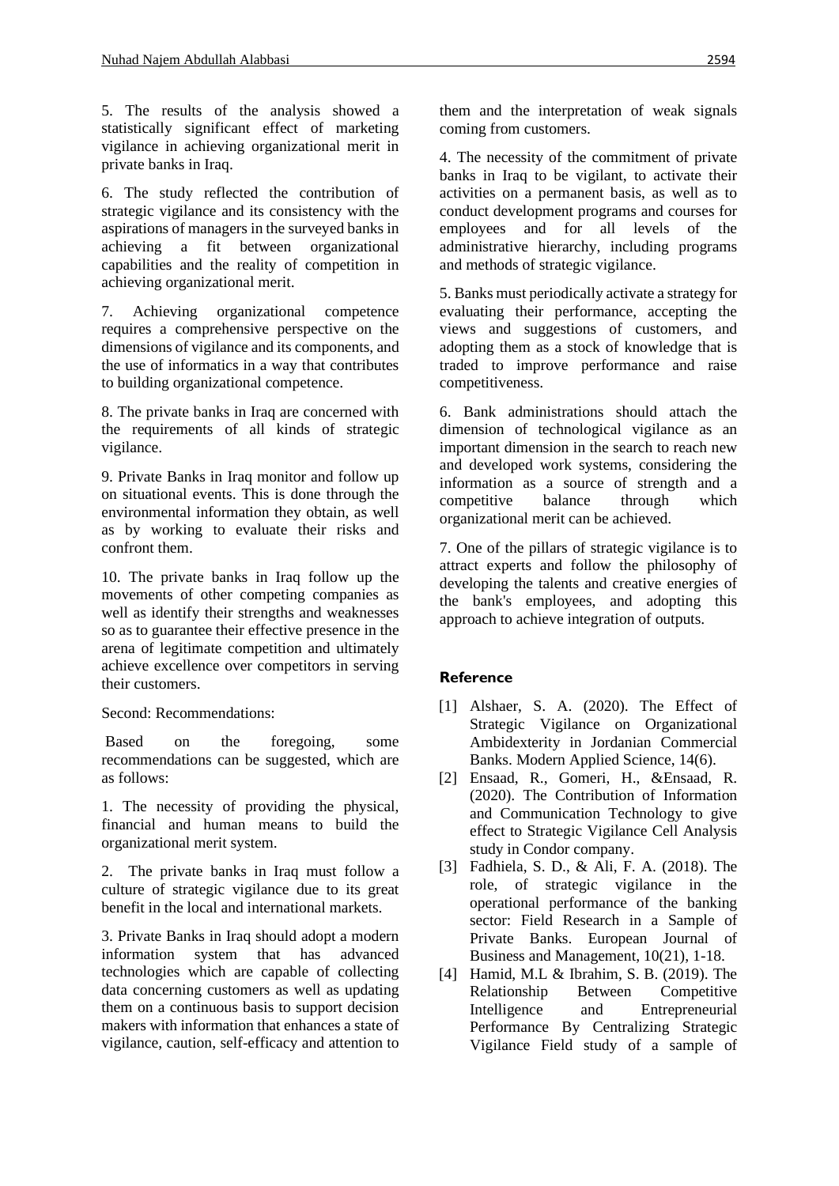5. The results of the analysis showed a statistically significant effect of marketing vigilance in achieving organizational merit in private banks in Iraq.

6. The study reflected the contribution of strategic vigilance and its consistency with the aspirations of managers in the surveyed banks in achieving a fit between organizational capabilities and the reality of competition in achieving organizational merit.

7. Achieving organizational competence requires a comprehensive perspective on the dimensions of vigilance and its components, and the use of informatics in a way that contributes to building organizational competence.

8. The private banks in Iraq are concerned with the requirements of all kinds of strategic vigilance.

9. Private Banks in Iraq monitor and follow up on situational events. This is done through the environmental information they obtain, as well as by working to evaluate their risks and confront them.

10. The private banks in Iraq follow up the movements of other competing companies as well as identify their strengths and weaknesses so as to guarantee their effective presence in the arena of legitimate competition and ultimately achieve excellence over competitors in serving their customers.

Second: Recommendations:

Based on the foregoing, some recommendations can be suggested, which are as follows:

1. The necessity of providing the physical, financial and human means to build the organizational merit system.

2. The private banks in Iraq must follow a culture of strategic vigilance due to its great benefit in the local and international markets.

3. Private Banks in Iraq should adopt a modern information system that has advanced technologies which are capable of collecting data concerning customers as well as updating them on a continuous basis to support decision makers with information that enhances a state of vigilance, caution, self-efficacy and attention to them and the interpretation of weak signals coming from customers.

4. The necessity of the commitment of private banks in Iraq to be vigilant, to activate their activities on a permanent basis, as well as to conduct development programs and courses for employees and for all levels of the administrative hierarchy, including programs and methods of strategic vigilance.

5. Banks must periodically activate a strategy for evaluating their performance, accepting the views and suggestions of customers, and adopting them as a stock of knowledge that is traded to improve performance and raise competitiveness.

6. Bank administrations should attach the dimension of technological vigilance as an important dimension in the search to reach new and developed work systems, considering the information as a source of strength and a competitive balance through which organizational merit can be achieved.

7. One of the pillars of strategic vigilance is to attract experts and follow the philosophy of developing the talents and creative energies of the bank's employees, and adopting this approach to achieve integration of outputs.

## Reference

[1] Alshaer, S. A. (2020). The Effect of Strategic Vigilance on Organizational Ambidexterity in Jordanian Commercial Banks. Modern Applied Science, 14(6).

[2] Ensaad, R., Gomeri, H., &Ensaad, R. (2020). The Contribution of Information and Communication Technology to give effect to Strategic Vigilance Cell Analysis study in Condor company.

[3] Fadhiela, S. D., & Ali, F. A. (2018). The role, of strategic vigilance in the operational performance of the banking sector: Field Research in a Sample of Private Banks. European Journal of Business and Management, 10(21), 1-18.

[4] Hamid, M.L & Ibrahim, S. B. (2019). The Relationship Between Competitive Intelligence and Entrepreneurial Performance By Centralizing Strategic Vigilance Field study of a sample of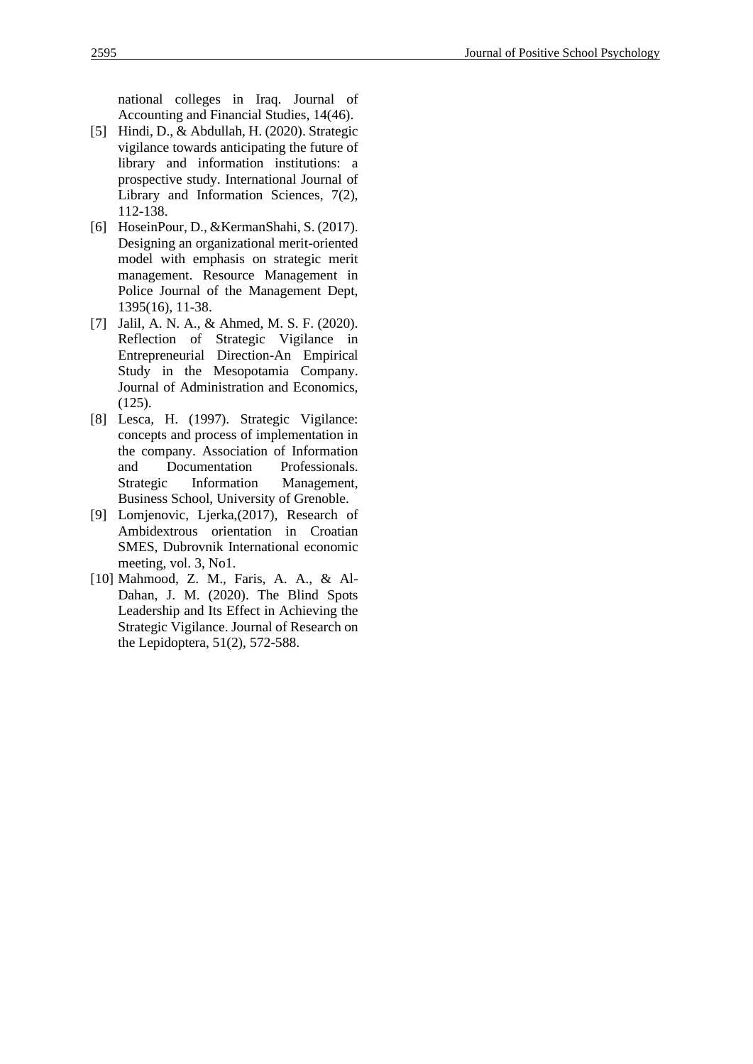national colleges in Iraq. Journal of Accounting and Financial Studies, 14(46).

[5] Hindi, D., & Abdullah, H. (2020). Strategic vigilance towards anticipating the future of library and information institutions: a prospective study. International Journal of Library and Information Sciences, 7(2), 112-138.

[6] HoseinPour, D., &KermanShahi, S. (2017). Designing an organizational merit-oriented model with emphasis on strategic merit management. Resource Management in Police Journal of the Management Dept, 1395(16), 11-38.

[7] Jalil, A. N. A., & Ahmed, M. S. F. (2020). Reflection of Strategic Vigilance in Entrepreneurial Direction-An Empirical Study in the Mesopotamia Company. Journal of Administration and Economics, (125).

[8] Lesca, H. (1997). Strategic Vigilance: concepts and process of implementation in the company. Association of Information and Documentation Professionals. Strategic Information Management, Business School, University of Grenoble.

[9] Lomjenovic, Ljerka,(2017), Research of Ambidextrous orientation in Croatian SMES, Dubrovnik International economic meeting, vol. 3, No1.

[10] Mahmood, Z. M., Faris, A. A., & Al-Dahan, J. M. (2020). The Blind Spots Leadership and Its Effect in Achieving the Strategic Vigilance. Journal of Research on the Lepidoptera, 51(2), 572-588.